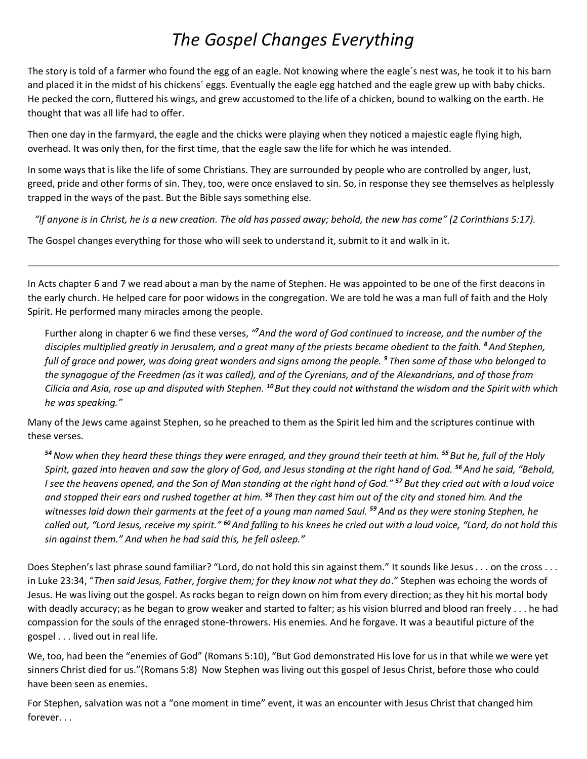# *The Gospel Changes Everything*

The story is told of a farmer who found the egg of an eagle. Not knowing where the eagle´s nest was, he took it to his barn and placed it in the midst of his chickens´ eggs. Eventually the eagle egg hatched and the eagle grew up with baby chicks. He pecked the corn, fluttered his wings, and grew accustomed to the life of a chicken, bound to walking on the earth. He thought that was all life had to offer.

Then one day in the farmyard, the eagle and the chicks were playing when they noticed a majestic eagle flying high, overhead. It was only then, for the first time, that the eagle saw the life for which he was intended.

In some ways that is like the life of some Christians. They are surrounded by people who are controlled by anger, lust, greed, pride and other forms of sin. They, too, were once enslaved to sin. So, in response they see themselves as helplessly trapped in the ways of the past. But the Bible says something else.

*"If anyone is in Christ, he is a new creation. The old has passed away; behold, the new has come" (2 Corinthians 5:17).*

The Gospel changes everything for those who will seek to understand it, submit to it and walk in it.

---

In Acts chapter 6 and 7 we read about a man by the name of Stephen. He was appointed to be one of the first deacons in the early church. He helped care for poor widows in the congregation. We are told he was a man full of faith and the Holy Spirit. He performed many miracles among the people.

> Further along in chapter 6 we find these verses, *"**7** And the word of God continued to increase, and the number of the disciples multiplied greatly in Jerusalem, and a great many of the priests became obedient to the faith. **8** And Stephen, full of grace and power, was doing great wonders and signs among the people. **9** Then some of those who belonged to the synagogue of the Freedmen (as it was called), and of the Cyrenians, and of the Alexandrians, and of those from Cilicia and Asia, rose up and disputed with Stephen. **10** But they could not withstand the wisdom and the Spirit with which he was speaking."*

Many of the Jews came against Stephen, so he preached to them as the Spirit led him and the scriptures continue with these verses.

> ***54** Now when they heard these things they were enraged, and they ground their teeth at him. **55** But he, full of the Holy Spirit, gazed into heaven and saw the glory of God, and Jesus standing at the right hand of God. **56** And he said, "Behold, I see the heavens opened, and the Son of Man standing at the right hand of God." **57** But they cried out with a loud voice and stopped their ears and rushed together at him. **58** Then they cast him out of the city and stoned him. And the witnesses laid down their garments at the feet of a young man named Saul. **59** And as they were stoning Stephen, he called out, "Lord Jesus, receive my spirit." **60** And falling to his knees he cried out with a loud voice, "Lord, do not hold this sin against them." And when he had said this, he fell asleep."*

Does Stephen's last phrase sound familiar? "Lord, do not hold this sin against them." It sounds like Jesus . . . on the cross . . . in Luke 23:34, "*Then said Jesus, Father, forgive them; for they know not what they do*." Stephen was echoing the words of Jesus. He was living out the gospel. As rocks began to reign down on him from every direction; as they hit his mortal body with deadly accuracy; as he began to grow weaker and started to falter; as his vision blurred and blood ran freely . . . he had compassion for the souls of the enraged stone-throwers. His enemies. And he forgave. It was a beautiful picture of the gospel . . . lived out in real life.

We, too, had been the "enemies of God" (Romans 5:10), "But God demonstrated His love for us in that while we were yet sinners Christ died for us."(Romans 5:8) Now Stephen was living out this gospel of Jesus Christ, before those who could have been seen as enemies.

For Stephen, salvation was not a "one moment in time" event, it was an encounter with Jesus Christ that changed him forever. . .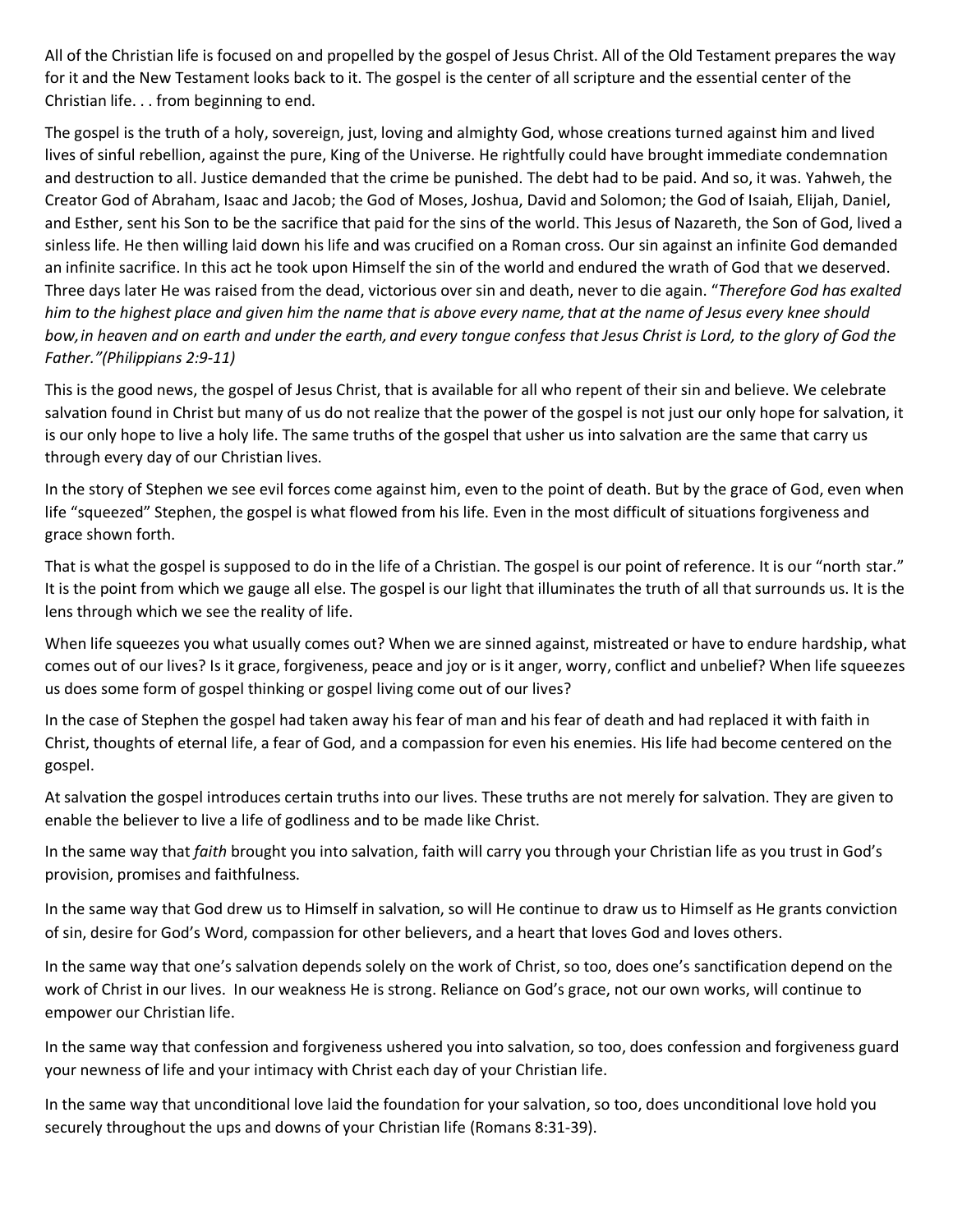All of the Christian life is focused on and propelled by the gospel of Jesus Christ. All of the Old Testament prepares the way for it and the New Testament looks back to it. The gospel is the center of all scripture and the essential center of the Christian life. . . from beginning to end.

The gospel is the truth of a holy, sovereign, just, loving and almighty God, whose creations turned against him and lived lives of sinful rebellion, against the pure, King of the Universe. He rightfully could have brought immediate condemnation and destruction to all. Justice demanded that the crime be punished. The debt had to be paid. And so, it was. Yahweh, the Creator God of Abraham, Isaac and Jacob; the God of Moses, Joshua, David and Solomon; the God of Isaiah, Elijah, Daniel, and Esther, sent his Son to be the sacrifice that paid for the sins of the world. This Jesus of Nazareth, the Son of God, lived a sinless life. He then willing laid down his life and was crucified on a Roman cross. Our sin against an infinite God demanded an infinite sacrifice. In this act he took upon Himself the sin of the world and endured the wrath of God that we deserved. Three days later He was raised from the dead, victorious over sin and death, never to die again. "*Therefore God has exalted him to the highest place and given him the name that is above every name, that at the name of Jesus every knee should bow, in heaven and on earth and under the earth, and every tongue confess that Jesus Christ is Lord, to the glory of God the Father."(Philippians 2:9-11)*

This is the good news, the gospel of Jesus Christ, that is available for all who repent of their sin and believe. We celebrate salvation found in Christ but many of us do not realize that the power of the gospel is not just our only hope for salvation, it is our only hope to live a holy life. The same truths of the gospel that usher us into salvation are the same that carry us through every day of our Christian lives.

In the story of Stephen we see evil forces come against him, even to the point of death. But by the grace of God, even when life "squeezed" Stephen, the gospel is what flowed from his life. Even in the most difficult of situations forgiveness and grace shown forth.

That is what the gospel is supposed to do in the life of a Christian. The gospel is our point of reference. It is our "north star." It is the point from which we gauge all else. The gospel is our light that illuminates the truth of all that surrounds us. It is the lens through which we see the reality of life.

When life squeezes you what usually comes out? When we are sinned against, mistreated or have to endure hardship, what comes out of our lives? Is it grace, forgiveness, peace and joy or is it anger, worry, conflict and unbelief? When life squeezes us does some form of gospel thinking or gospel living come out of our lives?

In the case of Stephen the gospel had taken away his fear of man and his fear of death and had replaced it with faith in Christ, thoughts of eternal life, a fear of God, and a compassion for even his enemies. His life had become centered on the gospel.

At salvation the gospel introduces certain truths into our lives. These truths are not merely for salvation. They are given to enable the believer to live a life of godliness and to be made like Christ.

In the same way that *faith* brought you into salvation, faith will carry you through your Christian life as you trust in God's provision, promises and faithfulness.

In the same way that God drew us to Himself in salvation, so will He continue to draw us to Himself as He grants conviction of sin, desire for God's Word, compassion for other believers, and a heart that loves God and loves others.

In the same way that one's salvation depends solely on the work of Christ, so too, does one's sanctification depend on the work of Christ in our lives. In our weakness He is strong. Reliance on God's grace, not our own works, will continue to empower our Christian life.

In the same way that confession and forgiveness ushered you into salvation, so too, does confession and forgiveness guard your newness of life and your intimacy with Christ each day of your Christian life.

In the same way that unconditional love laid the foundation for your salvation, so too, does unconditional love hold you securely throughout the ups and downs of your Christian life (Romans 8:31-39).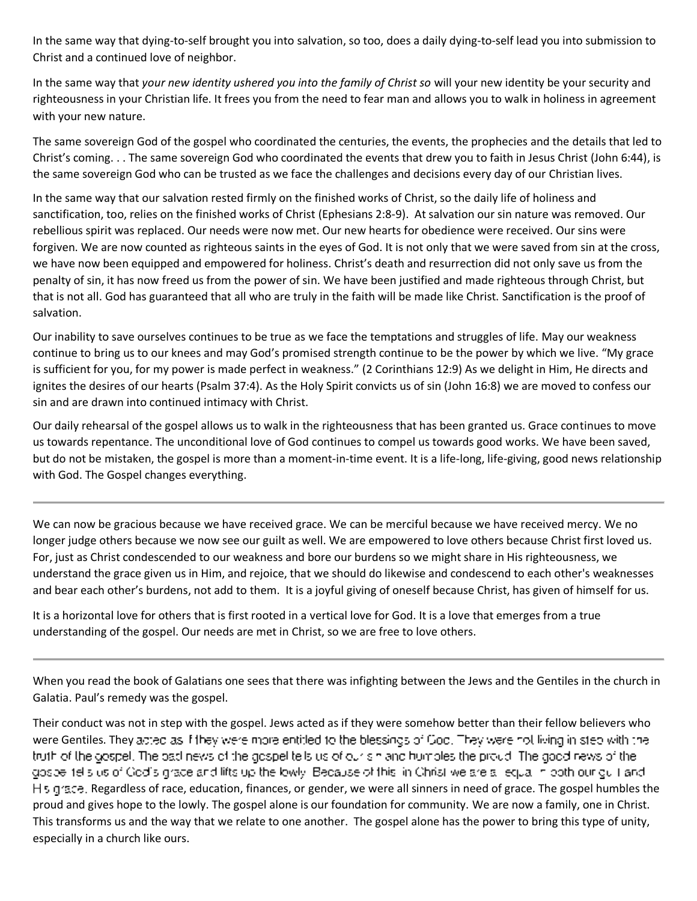In the same way that dying-to-self brought you into salvation, so too, does a daily dying-to-self lead you into submission to Christ and a continued love of neighbor.

In the same way that *your new identity ushered you into the family of Christ so* will your new identity be your security and righteousness in your Christian life. It frees you from the need to fear man and allows you to walk in holiness in agreement with your new nature.

The same sovereign God of the gospel who coordinated the centuries, the events, the prophecies and the details that led to Christ's coming. . . The same sovereign God who coordinated the events that drew you to faith in Jesus Christ (John 6:44), is the same sovereign God who can be trusted as we face the challenges and decisions every day of our Christian lives.

In the same way that our salvation rested firmly on the finished works of Christ, so the daily life of holiness and sanctification, too, relies on the finished works of Christ (Ephesians 2:8-9). At salvation our sin nature was removed. Our rebellious spirit was replaced. Our needs were now met. Our new hearts for obedience were received. Our sins were forgiven. We are now counted as righteous saints in the eyes of God. It is not only that we were saved from sin at the cross, we have now been equipped and empowered for holiness. Christ's death and resurrection did not only save us from the penalty of sin, it has now freed us from the power of sin. We have been justified and made righteous through Christ, but that is not all. God has guaranteed that all who are truly in the faith will be made like Christ. Sanctification is the proof of salvation.

Our inability to save ourselves continues to be true as we face the temptations and struggles of life. May our weakness continue to bring us to our knees and may God's promised strength continue to be the power by which we live. "My grace is sufficient for you, for my power is made perfect in weakness." (2 Corinthians 12:9) As we delight in Him, He directs and ignites the desires of our hearts (Psalm 37:4). As the Holy Spirit convicts us of sin (John 16:8) we are moved to confess our sin and are drawn into continued intimacy with Christ.

Our daily rehearsal of the gospel allows us to walk in the righteousness that has been granted us. Grace continues to move us towards repentance. The unconditional love of God continues to compel us towards good works. We have been saved, but do not be mistaken, the gospel is more than a moment-in-time event. It is a life-long, life-giving, good news relationship with God. The Gospel changes everything.

---

We can now be gracious because we have received grace. We can be merciful because we have received mercy. We no longer judge others because we now see our guilt as well. We are empowered to love others because Christ first loved us. For, just as Christ condescended to our weakness and bore our burdens so we might share in His righteousness, we understand the grace given us in Him, and rejoice, that we should do likewise and condescend to each other's weaknesses and bear each other's burdens, not add to them. It is a joyful giving of oneself because Christ, has given of himself for us.

It is a horizontal love for others that is first rooted in a vertical love for God. It is a love that emerges from a true understanding of the gospel. Our needs are met in Christ, so we are free to love others.

---

When you read the book of Galatians one sees that there was infighting between the Jews and the Gentiles in the church in Galatia. Paul's remedy was the gospel.

Their conduct was not in step with the gospel. Jews acted as if they were somehow better than their fellow believers who were Gentiles. They acted as if they were more entitled to the blessings of God. They were not living in step with the truth of the gospel. The bad news of the gospel tells us of our sin and humbles the proud. The good news of the gospel tells us of God's grace and lifts up the lowly. Because of this, in Christ we are all equal in both our guilt and His grace. Regardless of race, education, finances, or gender, we were all sinners in need of grace. The gospel humbles the proud and gives hope to the lowly. The gospel alone is our foundation for community. We are now a family, one in Christ. This transforms us and the way that we relate to one another. The gospel alone has the power to bring this type of unity, especially in a church like ours.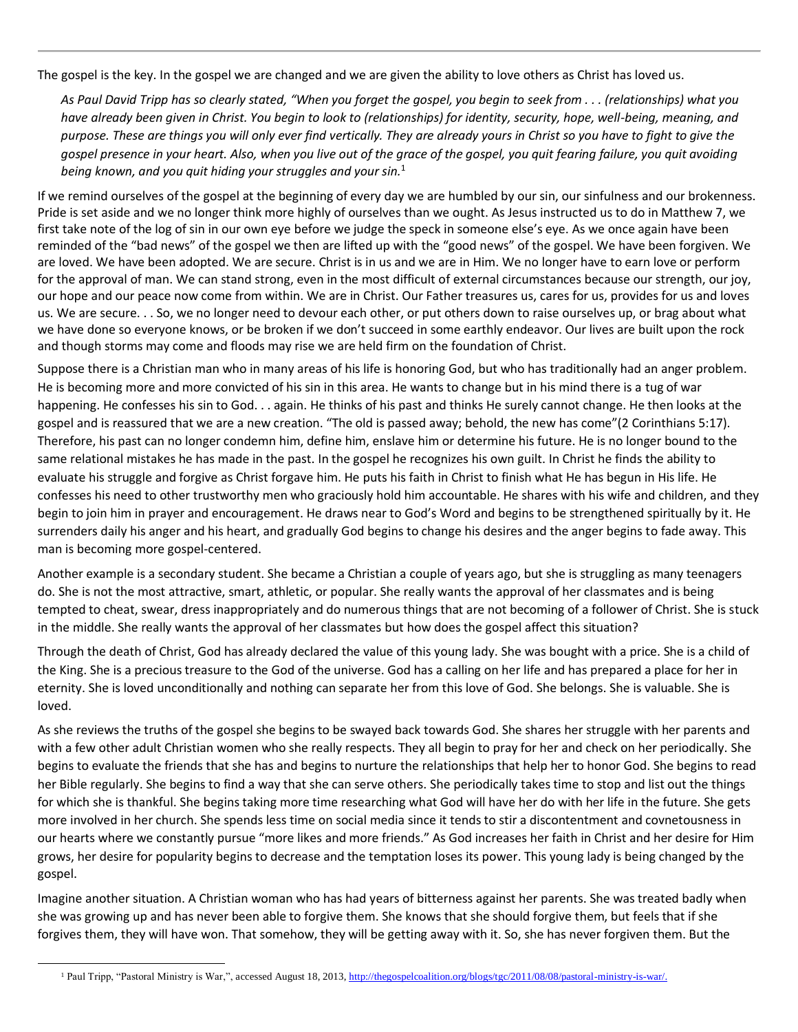The gospel is the key. In the gospel we are changed and we are given the ability to love others as Christ has loved us.

> *As Paul David Tripp has so clearly stated, "When you forget the gospel, you begin to seek from . . . (relationships) what you have already been given in Christ. You begin to look to (relationships) for identity, security, hope, well-being, meaning, and purpose. These are things you will only ever find vertically. They are already yours in Christ so you have to fight to give the gospel presence in your heart. Also, when you live out of the grace of the gospel, you quit fearing failure, you quit avoiding being known, and you quit hiding your struggles and your sin.*[1]

If we remind ourselves of the gospel at the beginning of every day we are humbled by our sin, our sinfulness and our brokenness. Pride is set aside and we no longer think more highly of ourselves than we ought. As Jesus instructed us to do in Matthew 7, we first take note of the log of sin in our own eye before we judge the speck in someone else's eye. As we once again have been reminded of the "bad news" of the gospel we then are lifted up with the "good news" of the gospel. We have been forgiven. We are loved. We have been adopted. We are secure. Christ is in us and we are in Him. We no longer have to earn love or perform for the approval of man. We can stand strong, even in the most difficult of external circumstances because our strength, our joy, our hope and our peace now come from within. We are in Christ. Our Father treasures us, cares for us, provides for us and loves us. We are secure. . . So, we no longer need to devour each other, or put others down to raise ourselves up, or brag about what we have done so everyone knows, or be broken if we don't succeed in some earthly endeavor. Our lives are built upon the rock and though storms may come and floods may rise we are held firm on the foundation of Christ.

Suppose there is a Christian man who in many areas of his life is honoring God, but who has traditionally had an anger problem. He is becoming more and more convicted of his sin in this area. He wants to change but in his mind there is a tug of war happening. He confesses his sin to God. . . again. He thinks of his past and thinks He surely cannot change. He then looks at the gospel and is reassured that we are a new creation. "The old is passed away; behold, the new has come"(2 Corinthians 5:17). Therefore, his past can no longer condemn him, define him, enslave him or determine his future. He is no longer bound to the same relational mistakes he has made in the past. In the gospel he recognizes his own guilt. In Christ he finds the ability to evaluate his struggle and forgive as Christ forgave him. He puts his faith in Christ to finish what He has begun in His life. He confesses his need to other trustworthy men who graciously hold him accountable. He shares with his wife and children, and they begin to join him in prayer and encouragement. He draws near to God's Word and begins to be strengthened spiritually by it. He surrenders daily his anger and his heart, and gradually God begins to change his desires and the anger begins to fade away. This man is becoming more gospel-centered.

Another example is a secondary student. She became a Christian a couple of years ago, but she is struggling as many teenagers do. She is not the most attractive, smart, athletic, or popular. She really wants the approval of her classmates and is being tempted to cheat, swear, dress inappropriately and do numerous things that are not becoming of a follower of Christ. She is stuck in the middle. She really wants the approval of her classmates but how does the gospel affect this situation?

Through the death of Christ, God has already declared the value of this young lady. She was bought with a price. She is a child of the King. She is a precious treasure to the God of the universe. God has a calling on her life and has prepared a place for her in eternity. She is loved unconditionally and nothing can separate her from this love of God. She belongs. She is valuable. She is loved.

As she reviews the truths of the gospel she begins to be swayed back towards God. She shares her struggle with her parents and with a few other adult Christian women who she really respects. They all begin to pray for her and check on her periodically. She begins to evaluate the friends that she has and begins to nurture the relationships that help her to honor God. She begins to read her Bible regularly. She begins to find a way that she can serve others. She periodically takes time to stop and list out the things for which she is thankful. She begins taking more time researching what God will have her do with her life in the future. She gets more involved in her church. She spends less time on social media since it tends to stir a discontentment and covnetousness in our hearts where we constantly pursue "more likes and more friends." As God increases her faith in Christ and her desire for Him grows, her desire for popularity begins to decrease and the temptation loses its power. This young lady is being changed by the gospel.

Imagine another situation. A Christian woman who has had years of bitterness against her parents. She was treated badly when she was growing up and has never been able to forgive them. She knows that she should forgive them, but feels that if she forgives them, they will have won. That somehow, they will be getting away with it. So, she has never forgiven them. But the

---

[1] Paul Tripp, "Pastoral Ministry is War,", accessed August 18, 2013, http://thegospelcoalition.org/blogs/tgc/2011/08/08/pastoral-ministry-is-war/.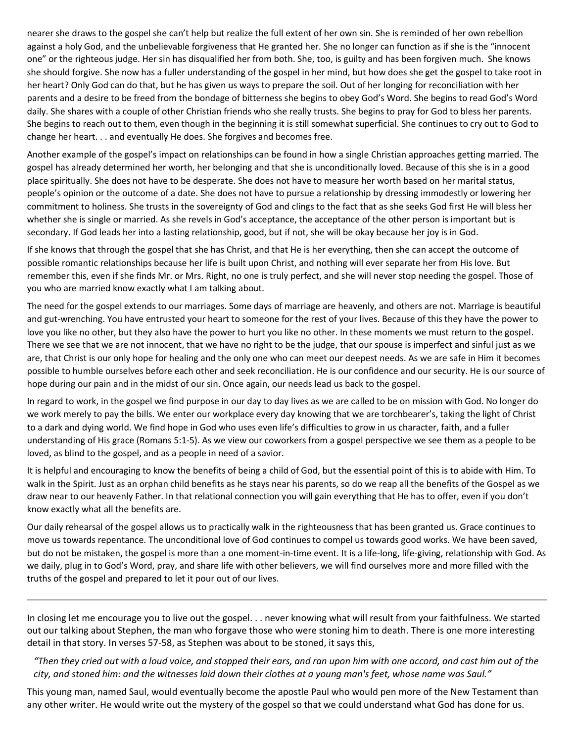nearer she draws to the gospel she can't help but realize the full extent of her own sin. She is reminded of her own rebellion against a holy God, and the unbelievable forgiveness that He granted her. She no longer can function as if she is the "innocent one" or the righteous judge. Her sin has disqualified her from both. She, too, is guilty and has been forgiven much. She knows she should forgive. She now has a fuller understanding of the gospel in her mind, but how does she get the gospel to take root in her heart? Only God can do that, but he has given us ways to prepare the soil. Out of her longing for reconciliation with her parents and a desire to be freed from the bondage of bitterness she begins to obey God's Word. She begins to read God's Word daily. She shares with a couple of other Christian friends who she really trusts. She begins to pray for God to bless her parents. She begins to reach out to them, even though in the beginning it is still somewhat superficial. She continues to cry out to God to change her heart. . . and eventually He does. She forgives and becomes free.

Another example of the gospel's impact on relationships can be found in how a single Christian approaches getting married. The gospel has already determined her worth, her belonging and that she is unconditionally loved. Because of this she is in a good place spiritually. She does not have to be desperate. She does not have to measure her worth based on her marital status, people's opinion or the outcome of a date. She does not have to pursue a relationship by dressing immodestly or lowering her commitment to holiness. She trusts in the sovereignty of God and clings to the fact that as she seeks God first He will bless her whether she is single or married. As she revels in God's acceptance, the acceptance of the other person is important but is secondary. If God leads her into a lasting relationship, good, but if not, she will be okay because her joy is in God.

If she knows that through the gospel that she has Christ, and that He is her everything, then she can accept the outcome of possible romantic relationships because her life is built upon Christ, and nothing will ever separate her from His love. But remember this, even if she finds Mr. or Mrs. Right, no one is truly perfect, and she will never stop needing the gospel. Those of you who are married know exactly what I am talking about.

The need for the gospel extends to our marriages. Some days of marriage are heavenly, and others are not. Marriage is beautiful and gut-wrenching. You have entrusted your heart to someone for the rest of your lives. Because of this they have the power to love you like no other, but they also have the power to hurt you like no other. In these moments we must return to the gospel. There we see that we are not innocent, that we have no right to be the judge, that our spouse is imperfect and sinful just as we are, that Christ is our only hope for healing and the only one who can meet our deepest needs. As we are safe in Him it becomes possible to humble ourselves before each other and seek reconciliation. He is our confidence and our security. He is our source of hope during our pain and in the midst of our sin. Once again, our needs lead us back to the gospel.

In regard to work, in the gospel we find purpose in our day to day lives as we are called to be on mission with God. No longer do we work merely to pay the bills. We enter our workplace every day knowing that we are torchbearer's, taking the light of Christ to a dark and dying world. We find hope in God who uses even life's difficulties to grow in us character, faith, and a fuller understanding of His grace (Romans 5:1-5). As we view our coworkers from a gospel perspective we see them as a people to be loved, as blind to the gospel, and as a people in need of a savior.

It is helpful and encouraging to know the benefits of being a child of God, but the essential point of this is to abide with Him. To walk in the Spirit. Just as an orphan child benefits as he stays near his parents, so do we reap all the benefits of the Gospel as we draw near to our heavenly Father. In that relational connection you will gain everything that He has to offer, even if you don't know exactly what all the benefits are.

Our daily rehearsal of the gospel allows us to practically walk in the righteousness that has been granted us. Grace continues to move us towards repentance. The unconditional love of God continues to compel us towards good works. We have been saved, but do not be mistaken, the gospel is more than a one moment-in-time event. It is a life-long, life-giving, relationship with God. As we daily, plug in to God's Word, pray, and share life with other believers, we will find ourselves more and more filled with the truths of the gospel and prepared to let it pour out of our lives.

---

In closing let me encourage you to live out the gospel. . . never knowing what will result from your faithfulness. We started out our talking about Stephen, the man who forgave those who were stoning him to death. There is one more interesting detail in that story. In verses 57-58, as Stephen was about to be stoned, it says this,

> *"Then they cried out with a loud voice, and stopped their ears, and ran upon him with one accord, and cast him out of the city, and stoned him: and the witnesses laid down their clothes at a young man's feet, whose name was Saul."*

This young man, named Saul, would eventually become the apostle Paul who would pen more of the New Testament than any other writer. He would write out the mystery of the gospel so that we could understand what God has done for us.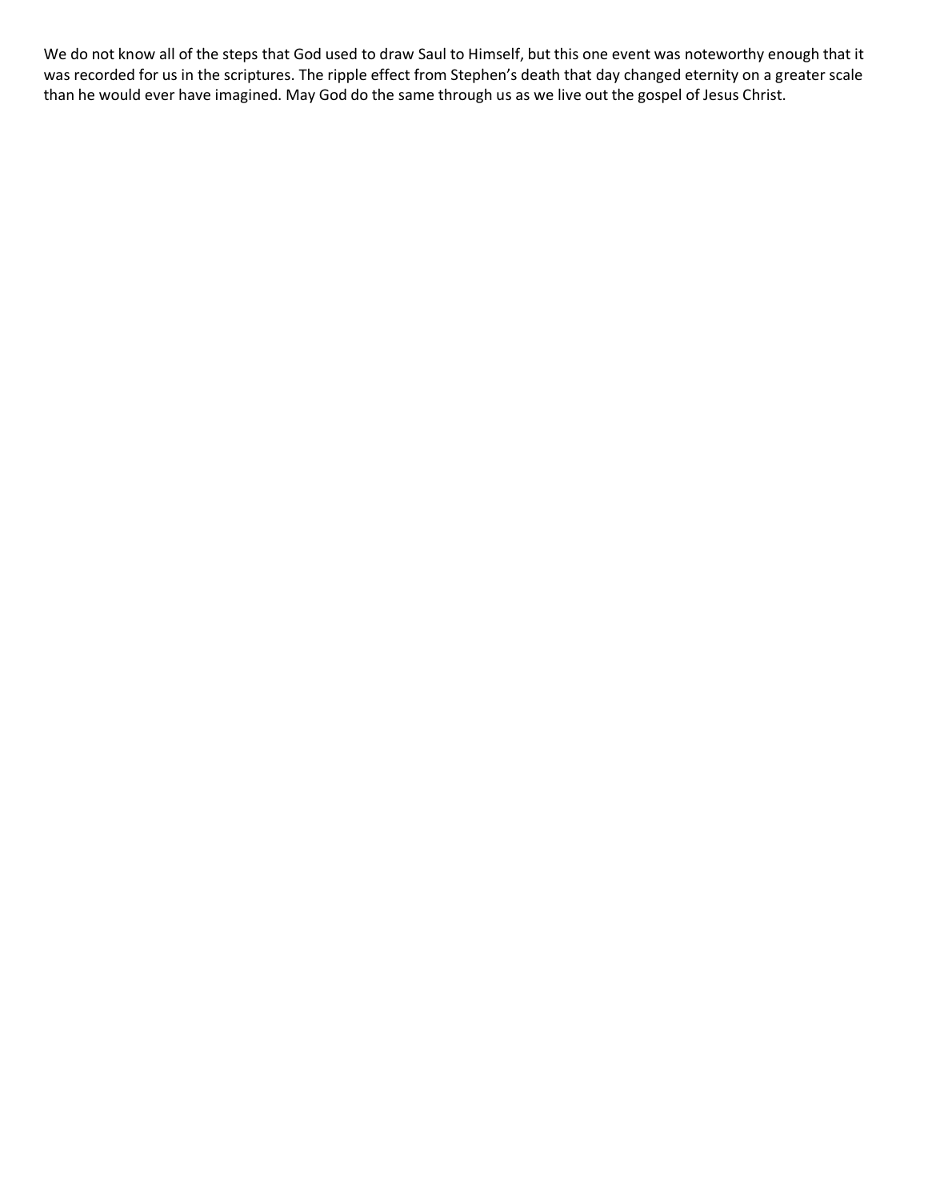We do not know all of the steps that God used to draw Saul to Himself, but this one event was noteworthy enough that it was recorded for us in the scriptures. The ripple effect from Stephen's death that day changed eternity on a greater scale than he would ever have imagined. May God do the same through us as we live out the gospel of Jesus Christ.